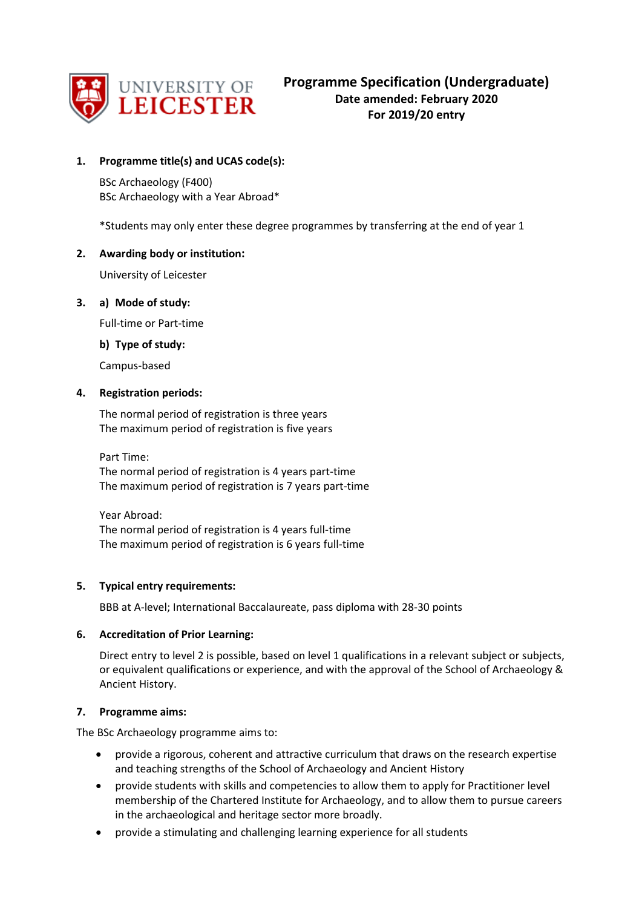UNIVERSITY OF LEICESTER

# Programme Specification (Undergraduate)

**Date amended: February 2020**

**For 2019/20 entry**

1. **Programme title(s) and UCAS code(s):**

   BSc Archaeology (F400)
   BSc Archaeology with a Year Abroad*

   *Students may only enter these degree programmes by transferring at the end of year 1

2. **Awarding body or institution:**

   University of Leicester

3. a) **Mode of study:**

   Full-time or Part-time

   b) **Type of study:**

   Campus-based

4. **Registration periods:**

   The normal period of registration is three years
   The maximum period of registration is five years

   Part Time:
   The normal period of registration is 4 years part-time
   The maximum period of registration is 7 years part-time

   Year Abroad:
   The normal period of registration is 4 years full-time
   The maximum period of registration is 6 years full-time

5. **Typical entry requirements:**

   BBB at A-level; International Baccalaureate, pass diploma with 28-30 points

6. **Accreditation of Prior Learning:**

   Direct entry to level 2 is possible, based on level 1 qualifications in a relevant subject or subjects, or equivalent qualifications or experience, and with the approval of the School of Archaeology & Ancient History.

7. **Programme aims:**

The BSc Archaeology programme aims to:

- provide a rigorous, coherent and attractive curriculum that draws on the research expertise and teaching strengths of the School of Archaeology and Ancient History
- provide students with skills and competencies to allow them to apply for Practitioner level membership of the Chartered Institute for Archaeology, and to allow them to pursue careers in the archaeological and heritage sector more broadly.
- provide a stimulating and challenging learning experience for all students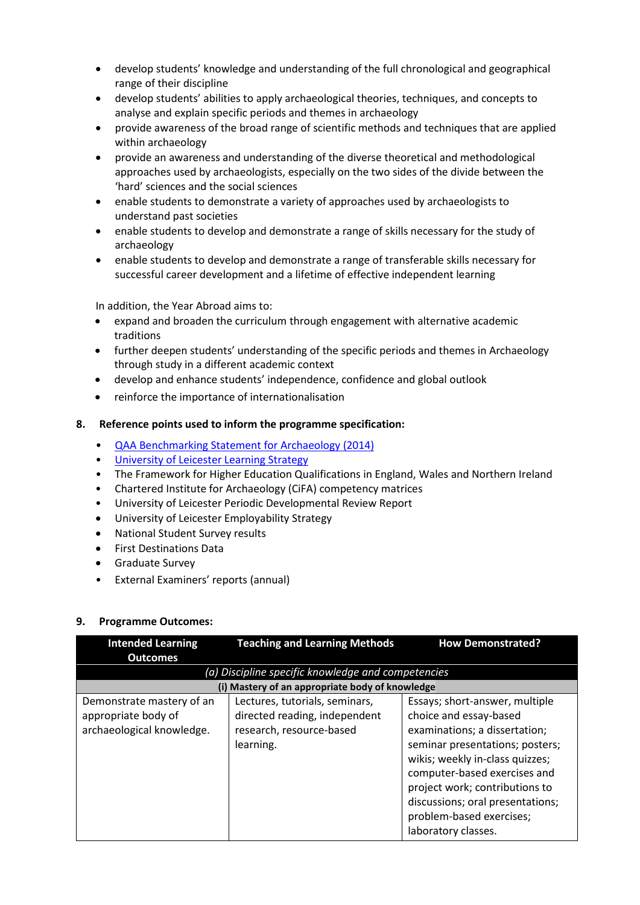- develop students' knowledge and understanding of the full chronological and geographical range of their discipline
- develop students' abilities to apply archaeological theories, techniques, and concepts to analyse and explain specific periods and themes in archaeology
- provide awareness of the broad range of scientific methods and techniques that are applied within archaeology
- provide an awareness and understanding of the diverse theoretical and methodological approaches used by archaeologists, especially on the two sides of the divide between the 'hard' sciences and the social sciences
- enable students to demonstrate a variety of approaches used by archaeologists to understand past societies
- enable students to develop and demonstrate a range of skills necessary for the study of archaeology
- enable students to develop and demonstrate a range of transferable skills necessary for successful career development and a lifetime of effective independent learning

In addition, the Year Abroad aims to:

- expand and broaden the curriculum through engagement with alternative academic traditions
- further deepen students' understanding of the specific periods and themes in Archaeology through study in a different academic context
- develop and enhance students' independence, confidence and global outlook
- reinforce the importance of internationalisation

## 8. Reference points used to inform the programme specification:

- QAA Benchmarking Statement for Archaeology (2014)
- University of Leicester Learning Strategy
- The Framework for Higher Education Qualifications in England, Wales and Northern Ireland
- Chartered Institute for Archaeology (CiFA) competency matrices
- University of Leicester Periodic Developmental Review Report
- University of Leicester Employability Strategy
- National Student Survey results
- First Destinations Data
- Graduate Survey
- External Examiners' reports (annual)

## 9. Programme Outcomes:

| Intended Learning Outcomes | Teaching and Learning Methods | How Demonstrated? |
|---|---|---|
| *(a) Discipline specific knowledge and competencies* | | |
| **(i) Mastery of an appropriate body of knowledge** | | |
| Demonstrate mastery of an appropriate body of archaeological knowledge. | Lectures, tutorials, seminars, directed reading, independent research, resource-based learning. | Essays; short-answer, multiple choice and essay-based examinations; a dissertation; seminar presentations; posters; wikis; weekly in-class quizzes; computer-based exercises and project work; contributions to discussions; oral presentations; problem-based exercises; laboratory classes. |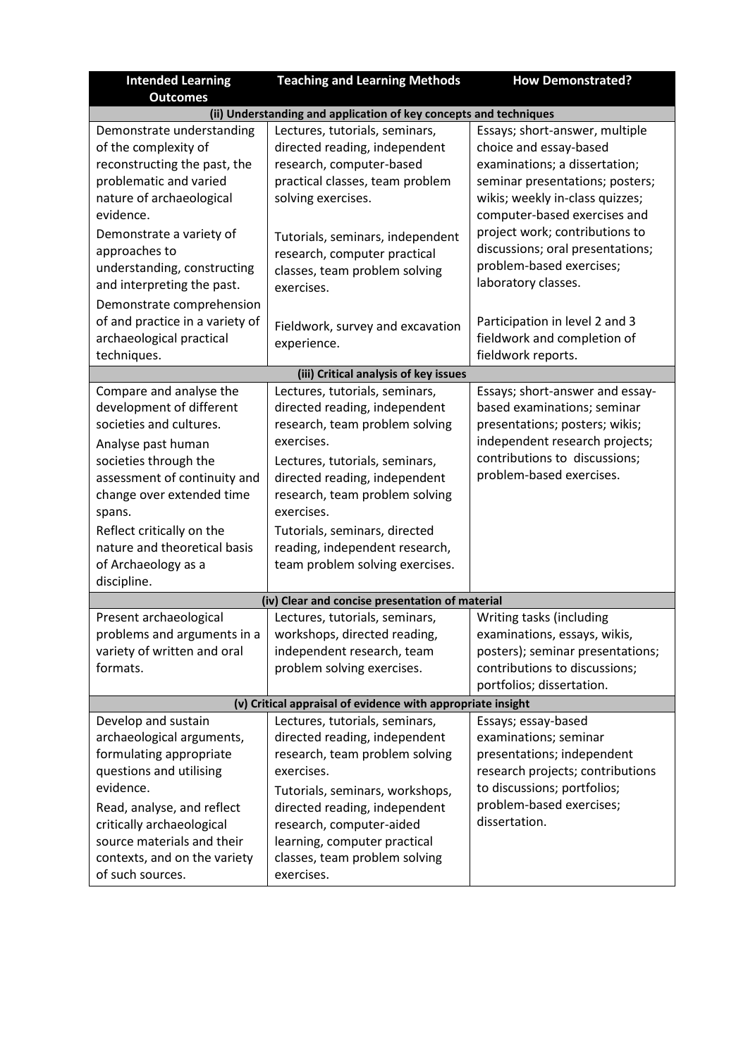| Intended Learning Outcomes | Teaching and Learning Methods | How Demonstrated? |
|---|---|---|
| **(ii) Understanding and application of key concepts and techniques** | | |
| Demonstrate understanding of the complexity of reconstructing the past, the problematic and varied nature of archaeological evidence. | Lectures, tutorials, seminars, directed reading, independent research, computer-based practical classes, team problem solving exercises. | Essays; short-answer, multiple choice and essay-based examinations; a dissertation; seminar presentations; posters; wikis; weekly in-class quizzes; computer-based exercises and project work; contributions to discussions; oral presentations; problem-based exercises; laboratory classes. |
| Demonstrate a variety of approaches to understanding, constructing and interpreting the past. | Tutorials, seminars, independent research, computer practical classes, team problem solving exercises. | |
| Demonstrate comprehension of and practice in a variety of archaeological practical techniques. | Fieldwork, survey and excavation experience. | Participation in level 2 and 3 fieldwork and completion of fieldwork reports. |
| **(iii) Critical analysis of key issues** | | |
| Compare and analyse the development of different societies and cultures. | Lectures, tutorials, seminars, directed reading, independent research, team problem solving exercises. | Essays; short-answer and essay-based examinations; seminar presentations; posters; wikis; independent research projects; contributions to discussions; problem-based exercises. |
| Analyse past human societies through the assessment of continuity and change over extended time spans. | Lectures, tutorials, seminars, directed reading, independent research, team problem solving exercises. | |
| Reflect critically on the nature and theoretical basis of Archaeology as a discipline. | Tutorials, seminars, directed reading, independent research, team problem solving exercises. | |
| **(iv) Clear and concise presentation of material** | | |
| Present archaeological problems and arguments in a variety of written and oral formats. | Lectures, tutorials, seminars, workshops, directed reading, independent research, team problem solving exercises. | Writing tasks (including examinations, essays, wikis, posters); seminar presentations; contributions to discussions; portfolios; dissertation. |
| **(v) Critical appraisal of evidence with appropriate insight** | | |
| Develop and sustain archaeological arguments, formulating appropriate questions and utilising evidence. | Lectures, tutorials, seminars, directed reading, independent research, team problem solving exercises. | Essays; essay-based examinations; seminar presentations; independent research projects; contributions to discussions; portfolios; problem-based exercises; dissertation. |
| Read, analyse, and reflect critically archaeological source materials and their contexts, and on the variety of such sources. | Tutorials, seminars, workshops, directed reading, independent research, computer-aided learning, computer practical classes, team problem solving exercises. | |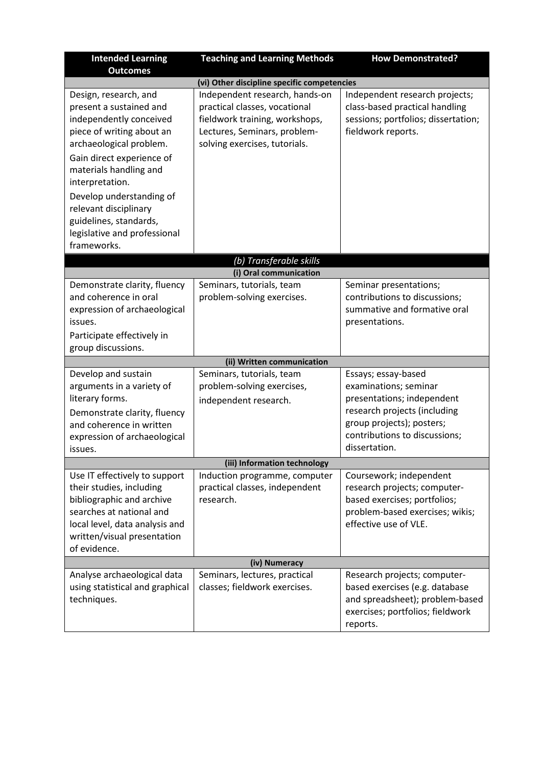| Intended Learning Outcomes | Teaching and Learning Methods | How Demonstrated? |
|---|---|---|
| **(vi) Other discipline specific competencies** | | |
| Design, research, and present a sustained and independently conceived piece of writing about an archaeological problem.<br>Gain direct experience of materials handling and interpretation.<br>Develop understanding of relevant disciplinary guidelines, standards, legislative and professional frameworks. | Independent research, hands-on practical classes, vocational fieldwork training, workshops, Lectures, Seminars, problem-solving exercises, tutorials. | Independent research projects; class-based practical handling sessions; portfolios; dissertation; fieldwork reports. |
| ***(b) Transferable skills*** | | |
| **(i) Oral communication** | | |
| Demonstrate clarity, fluency and coherence in oral expression of archaeological issues.<br>Participate effectively in group discussions. | Seminars, tutorials, team problem-solving exercises. | Seminar presentations; contributions to discussions; summative and formative oral presentations. |
| **(ii) Written communication** | | |
| Develop and sustain arguments in a variety of literary forms.<br>Demonstrate clarity, fluency and coherence in written expression of archaeological issues. | Seminars, tutorials, team problem-solving exercises, independent research. | Essays; essay-based examinations; seminar presentations; independent research projects (including group projects); posters; contributions to discussions; dissertation. |
| **(iii) Information technology** | | |
| Use IT effectively to support their studies, including bibliographic and archive searches at national and local level, data analysis and written/visual presentation of evidence. | Induction programme, computer practical classes, independent research. | Coursework; independent research projects; computer-based exercises; portfolios; problem-based exercises; wikis; effective use of VLE. |
| **(iv) Numeracy** | | |
| Analyse archaeological data using statistical and graphical techniques. | Seminars, lectures, practical classes; fieldwork exercises. | Research projects; computer-based exercises (e.g. database and spreadsheet); problem-based exercises; portfolios; fieldwork reports. |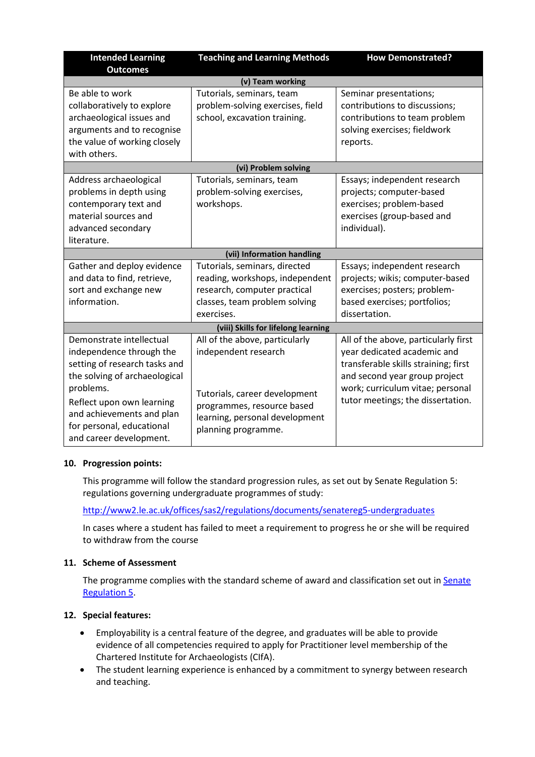| Intended Learning Outcomes | Teaching and Learning Methods | How Demonstrated? |
|---|---|---|
| **(v) Team working** | | |
| Be able to work collaboratively to explore archaeological issues and arguments and to recognise the value of working closely with others. | Tutorials, seminars, team problem-solving exercises, field school, excavation training. | Seminar presentations; contributions to discussions; contributions to team problem solving exercises; fieldwork reports. |
| **(vi) Problem solving** | | |
| Address archaeological problems in depth using contemporary text and material sources and advanced secondary literature. | Tutorials, seminars, team problem-solving exercises, workshops. | Essays; independent research projects; computer-based exercises; problem-based exercises (group-based and individual). |
| **(vii) Information handling** | | |
| Gather and deploy evidence and data to find, retrieve, sort and exchange new information. | Tutorials, seminars, directed reading, workshops, independent research, computer practical classes, team problem solving exercises. | Essays; independent research projects; wikis; computer-based exercises; posters; problem-based exercises; portfolios; dissertation. |
| **(viii) Skills for lifelong learning** | | |
| Demonstrate intellectual independence through the setting of research tasks and the solving of archaeological problems.<br>Reflect upon own learning and achievements and plan for personal, educational and career development. | All of the above, particularly independent research<br><br>Tutorials, career development programmes, resource based learning, personal development planning programme. | All of the above, particularly first year dedicated academic and transferable skills straining; first and second year group project work; curriculum vitae; personal tutor meetings; the dissertation. |

**10. Progression points:**

This programme will follow the standard progression rules, as set out by Senate Regulation 5: regulations governing undergraduate programmes of study:

http://www2.le.ac.uk/offices/sas2/regulations/documents/senatereg5-undergraduates

In cases where a student has failed to meet a requirement to progress he or she will be required to withdraw from the course

**11. Scheme of Assessment**

The programme complies with the standard scheme of award and classification set out in Senate Regulation 5.

**12. Special features:**

- Employability is a central feature of the degree, and graduates will be able to provide evidence of all competencies required to apply for Practitioner level membership of the Chartered Institute for Archaeologists (CIfA).
- The student learning experience is enhanced by a commitment to synergy between research and teaching.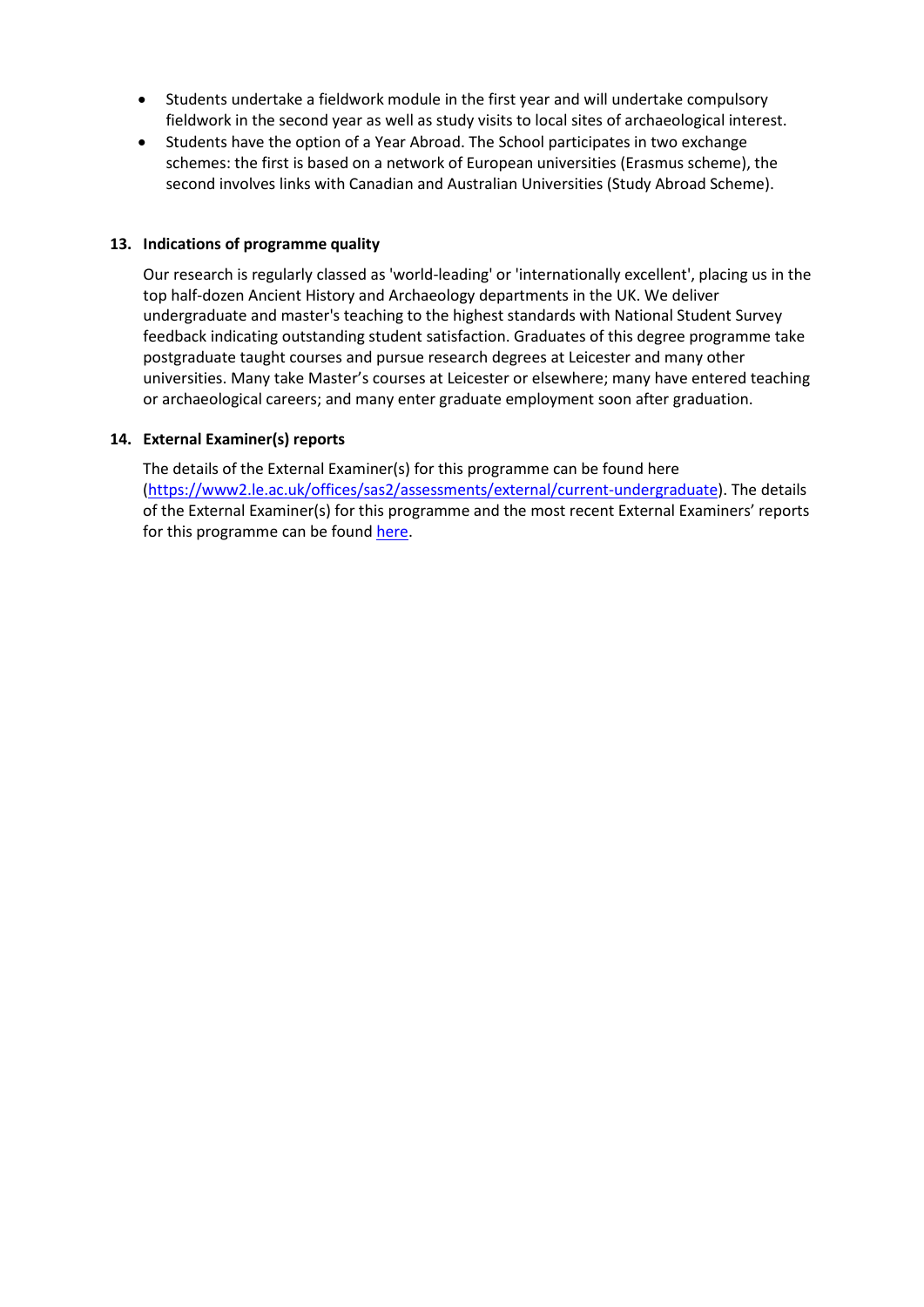- Students undertake a fieldwork module in the first year and will undertake compulsory fieldwork in the second year as well as study visits to local sites of archaeological interest.
- Students have the option of a Year Abroad. The School participates in two exchange schemes: the first is based on a network of European universities (Erasmus scheme), the second involves links with Canadian and Australian Universities (Study Abroad Scheme).

**13. Indications of programme quality**

Our research is regularly classed as 'world-leading' or 'internationally excellent', placing us in the top half-dozen Ancient History and Archaeology departments in the UK. We deliver undergraduate and master's teaching to the highest standards with National Student Survey feedback indicating outstanding student satisfaction. Graduates of this degree programme take postgraduate taught courses and pursue research degrees at Leicester and many other universities. Many take Master's courses at Leicester or elsewhere; many have entered teaching or archaeological careers; and many enter graduate employment soon after graduation.

**14. External Examiner(s) reports**

The details of the External Examiner(s) for this programme can be found here (https://www2.le.ac.uk/offices/sas2/assessments/external/current-undergraduate). The details of the External Examiner(s) for this programme and the most recent External Examiners' reports for this programme can be found here.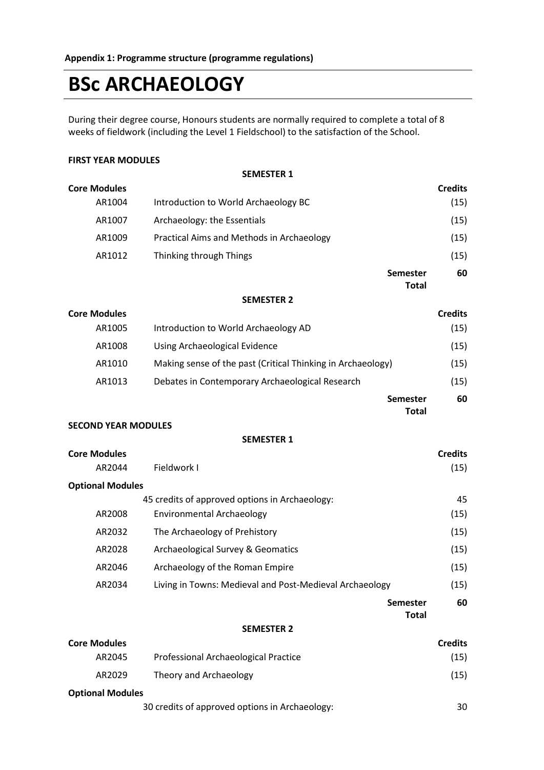**Appendix 1: Programme structure (programme regulations)**

# BSc ARCHAEOLOGY

During their degree course, Honours students are normally required to complete a total of 8 weeks of fieldwork (including the Level 1 Fieldschool) to the satisfaction of the School.

**FIRST YEAR MODULES**

**SEMESTER 1**

| **Core Modules** | | **Credits** |
|---|---|---|
| AR1004 | Introduction to World Archaeology BC | (15) |
| AR1007 | Archaeology: the Essentials | (15) |
| AR1009 | Practical Aims and Methods in Archaeology | (15) |
| AR1012 | Thinking through Things | (15) |
| | **Semester Total** | **60** |

**SEMESTER 2**

| **Core Modules** | | **Credits** |
|---|---|---|
| AR1005 | Introduction to World Archaeology AD | (15) |
| AR1008 | Using Archaeological Evidence | (15) |
| AR1010 | Making sense of the past (Critical Thinking in Archaeology) | (15) |
| AR1013 | Debates in Contemporary Archaeological Research | (15) |
| | **Semester Total** | **60** |

**SECOND YEAR MODULES**

**SEMESTER 1**

| **Core Modules** | | **Credits** |
|---|---|---|
| AR2044 | Fieldwork I | (15) |
| **Optional Modules** | | |
| | 45 credits of approved options in Archaeology: | 45 |
| AR2008 | Environmental Archaeology | (15) |
| AR2032 | The Archaeology of Prehistory | (15) |
| AR2028 | Archaeological Survey & Geomatics | (15) |
| AR2046 | Archaeology of the Roman Empire | (15) |
| AR2034 | Living in Towns: Medieval and Post-Medieval Archaeology | (15) |
| | **Semester Total** | **60** |

**SEMESTER 2**

| **Core Modules** | | **Credits** |
|---|---|---|
| AR2045 | Professional Archaeological Practice | (15) |
| AR2029 | Theory and Archaeology | (15) |
| **Optional Modules** | | |
| | 30 credits of approved options in Archaeology: | 30 |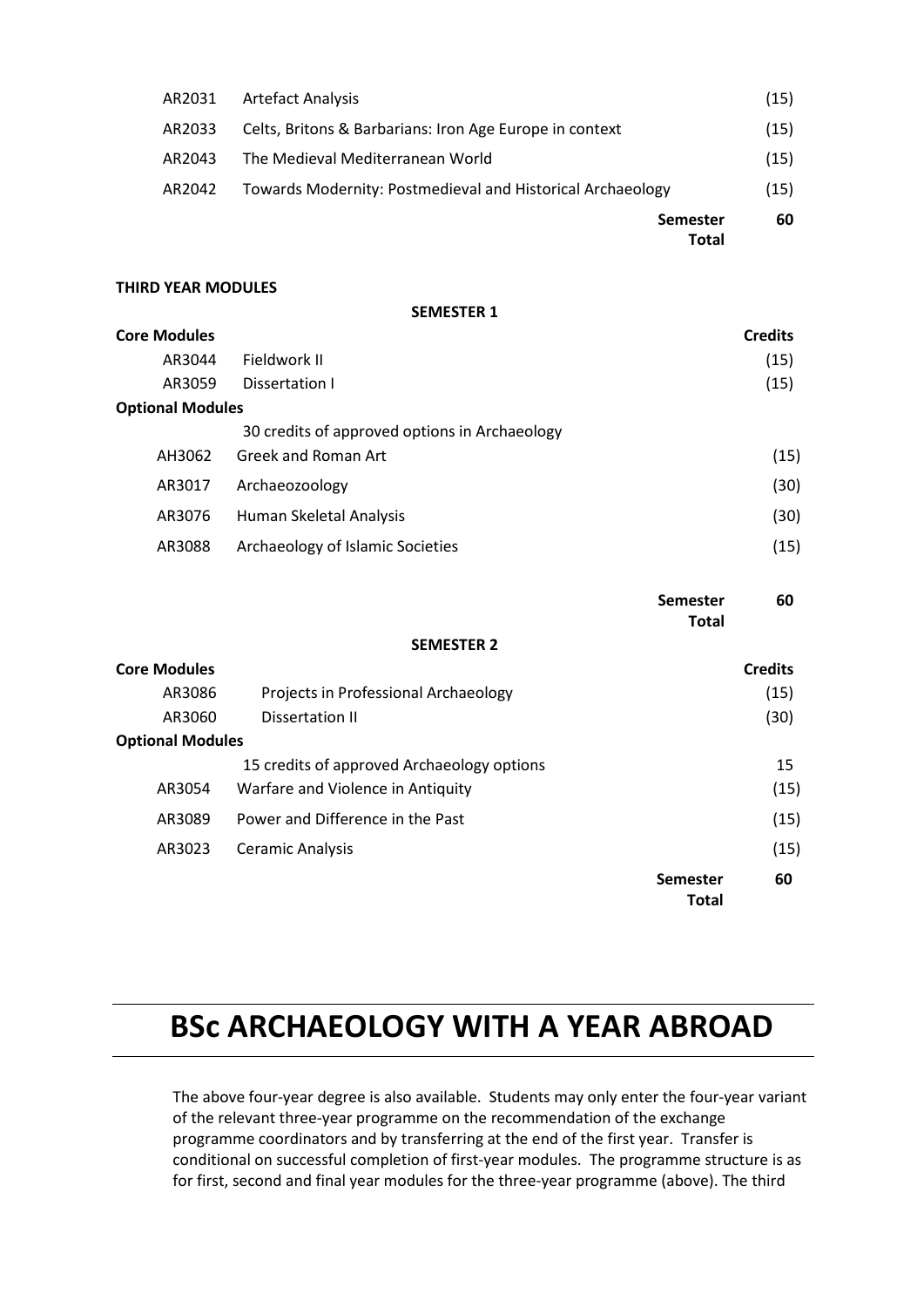| | | |
|---|---|---|
| AR2031 | Artefact Analysis | (15) |
| AR2033 | Celts, Britons & Barbarians: Iron Age Europe in context | (15) |
| AR2043 | The Medieval Mediterranean World | (15) |
| AR2042 | Towards Modernity: Postmedieval and Historical Archaeology | (15) |
| | **Semester Total** | **60** |

**THIRD YEAR MODULES**

**SEMESTER 1**

| **Core Modules** | | **Credits** |
|---|---|---|
| AR3044 | Fieldwork II | (15) |
| AR3059 | Dissertation I | (15) |
| **Optional Modules** | | |
| | 30 credits of approved options in Archaeology | |
| AH3062 | Greek and Roman Art | (15) |
| AR3017 | Archaeozoology | (30) |
| AR3076 | Human Skeletal Analysis | (30) |
| AR3088 | Archaeology of Islamic Societies | (15) |
| | **Semester Total** | **60** |

**SEMESTER 2**

| **Core Modules** | | **Credits** |
|---|---|---|
| AR3086 | Projects in Professional Archaeology | (15) |
| AR3060 | Dissertation II | (30) |
| **Optional Modules** | | |
| | 15 credits of approved Archaeology options | 15 |
| AR3054 | Warfare and Violence in Antiquity | (15) |
| AR3089 | Power and Difference in the Past | (15) |
| AR3023 | Ceramic Analysis | (15) |
| | **Semester Total** | **60** |

# BSc ARCHAEOLOGY WITH A YEAR ABROAD

The above four-year degree is also available. Students may only enter the four-year variant of the relevant three-year programme on the recommendation of the exchange programme coordinators and by transferring at the end of the first year. Transfer is conditional on successful completion of first-year modules. The programme structure is as for first, second and final year modules for the three-year programme (above). The third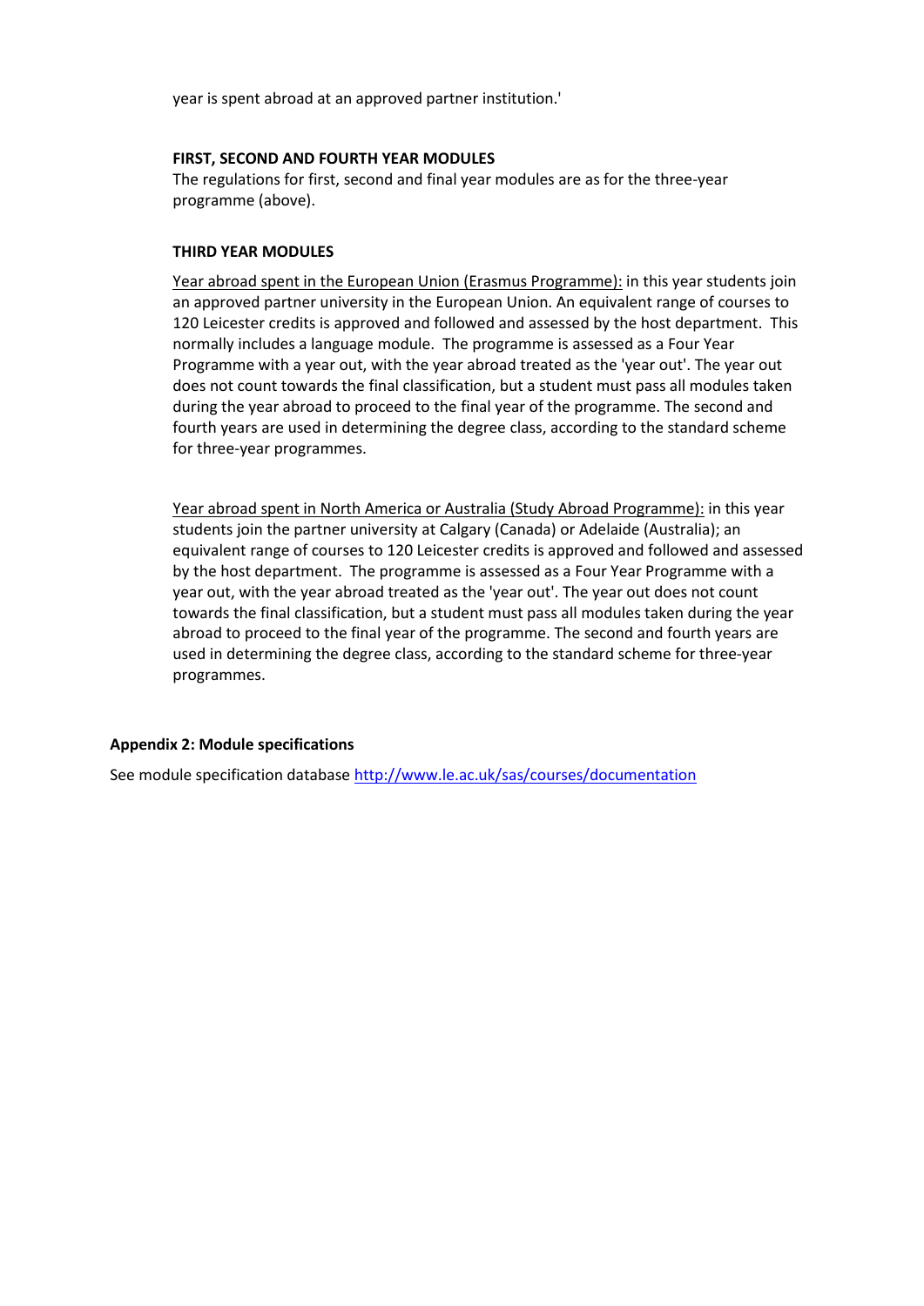year is spent abroad at an approved partner institution.'

**FIRST, SECOND AND FOURTH YEAR MODULES**

The regulations for first, second and final year modules are as for the three-year programme (above).

**THIRD YEAR MODULES**

Year abroad spent in the European Union (Erasmus Programme): in this year students join an approved partner university in the European Union. An equivalent range of courses to 120 Leicester credits is approved and followed and assessed by the host department. This normally includes a language module. The programme is assessed as a Four Year Programme with a year out, with the year abroad treated as the 'year out'. The year out does not count towards the final classification, but a student must pass all modules taken during the year abroad to proceed to the final year of the programme. The second and fourth years are used in determining the degree class, according to the standard scheme for three-year programmes.

Year abroad spent in North America or Australia (Study Abroad Programme): in this year students join the partner university at Calgary (Canada) or Adelaide (Australia); an equivalent range of courses to 120 Leicester credits is approved and followed and assessed by the host department. The programme is assessed as a Four Year Programme with a year out, with the year abroad treated as the 'year out'. The year out does not count towards the final classification, but a student must pass all modules taken during the year abroad to proceed to the final year of the programme. The second and fourth years are used in determining the degree class, according to the standard scheme for three-year programmes.

**Appendix 2: Module specifications**

See module specification database http://www.le.ac.uk/sas/courses/documentation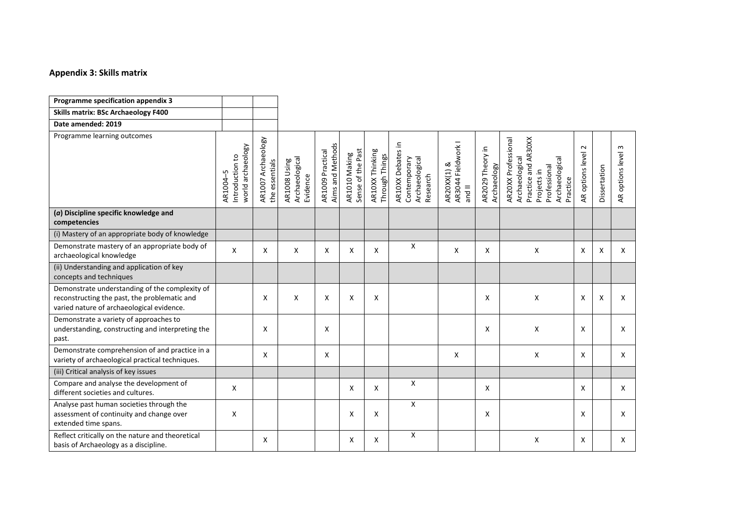## Appendix 3: Skills matrix

| Programme specification appendix 3 | | | | | | | | | | | | | | |
|---|---|---|---|---|---|---|---|---|---|---|---|---|---|---|
| **Skills matrix: BSc Archaeology F400** | | | | | | | | | | | | | | |
| **Date amended: 2019** | | | | | | | | | | | | | | |
| Programme learning outcomes | AR1004–5 Introduction to world archaeology | AR1007 Archaeology the essentials | AR1008 Using Archaeological Evidence | AR1009 Practical Aims and Methods | AR1010 Making Sense of the Past | AR10XX Thinking Through Things | AR10XX Debates in Contemporary Archaeological Research | AR20XX(1) & AR3044 Fieldwork I and II | AR2029 Theory in Archaeology | AR20XX Professional Archaeological Practice and AR30XX Projects in Professional Archaeological Practice | AR options level 2 | Dissertation | AR options level 3 |
| ***(a)* Discipline specific knowledge and competencies** | | | | | | | | | | | | | |
| (i) Mastery of an appropriate body of knowledge | | | | | | | | | | | | | |
| Demonstrate mastery of an appropriate body of archaeological knowledge | X | X | X | X | X | X | X | X | X | X | X | X | X |
| (ii) Understanding and application of key concepts and techniques | | | | | | | | | | | | | |
| Demonstrate understanding of the complexity of reconstructing the past, the problematic and varied nature of archaeological evidence. | | X | X | X | X | X | | | X | X | X | X | X |
| Demonstrate a variety of approaches to understanding, constructing and interpreting the past. | | X | | X | | | | | X | X | X | | X |
| Demonstrate comprehension of and practice in a variety of archaeological practical techniques. | | X | | X | | | | X | | X | X | | X |
| (iii) Critical analysis of key issues | | | | | | | | | | | | | |
| Compare and analyse the development of different societies and cultures. | X | | | | X | X | X | | X | | X | | X |
| Analyse past human societies through the assessment of continuity and change over extended time spans. | X | | | | X | X | X | | X | | X | | X |
| Reflect critically on the nature and theoretical basis of Archaeology as a discipline. | | X | | | X | X | X | | | X | X | | X |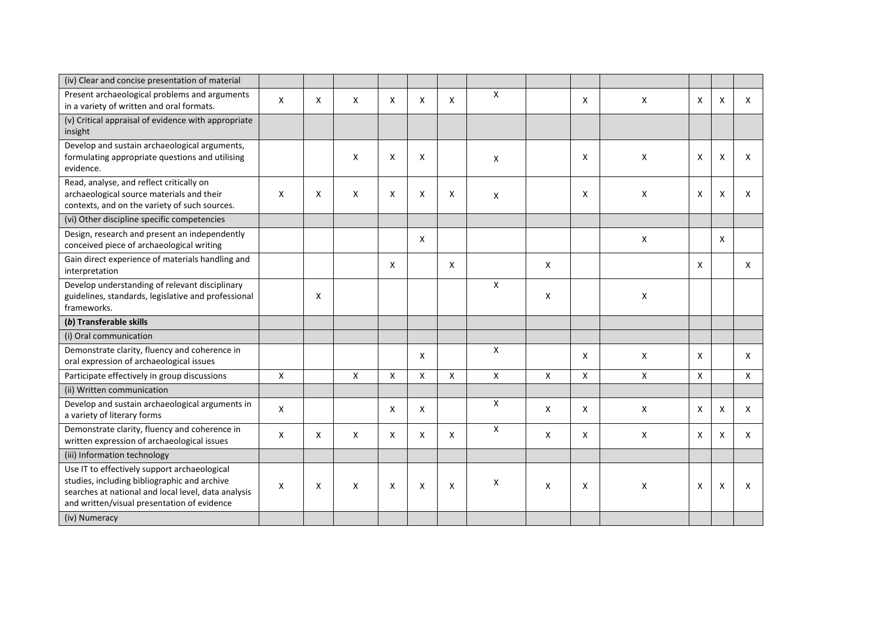| | | | | | | | | | | | | | |
|---|---|---|---|---|---|---|---|---|---|---|---|---|---|
| (iv) Clear and concise presentation of material | | | | | | | | | | | | | |
| Present archaeological problems and arguments in a variety of written and oral formats. | X | X | X | X | X | X | X | | X | X | X | X | X |
| (v) Critical appraisal of evidence with appropriate insight | | | | | | | | | | | | | |
| Develop and sustain archaeological arguments, formulating appropriate questions and utilising evidence. | | | X | X | X | | X | | X | X | X | X | X |
| Read, analyse, and reflect critically on archaeological source materials and their contexts, and on the variety of such sources. | X | X | X | X | X | X | X | | X | X | X | X | X |
| (vi) Other discipline specific competencies | | | | | | | | | | | | | |
| Design, research and present an independently conceived piece of archaeological writing | | | | | X | | | | | X | | X | |
| Gain direct experience of materials handling and interpretation | | | | X | | X | | X | | | X | | X |
| Develop understanding of relevant disciplinary guidelines, standards, legislative and professional frameworks. | | X | | | | | X | X | | X | | | |
| **(*b*) Transferable skills** | | | | | | | | | | | | | |
| (i) Oral communication | | | | | | | | | | | | | |
| Demonstrate clarity, fluency and coherence in oral expression of archaeological issues | | | | | X | | X | | X | X | X | | X |
| Participate effectively in group discussions | X | | X | X | X | X | X | X | X | X | X | | X |
| (ii) Written communication | | | | | | | | | | | | | |
| Develop and sustain archaeological arguments in a variety of literary forms | X | | | X | X | | X | X | X | X | X | X | X |
| Demonstrate clarity, fluency and coherence in written expression of archaeological issues | X | X | X | X | X | X | X | X | X | X | X | X | X |
| (iii) Information technology | | | | | | | | | | | | | |
| Use IT to effectively support archaeological studies, including bibliographic and archive searches at national and local level, data analysis and written/visual presentation of evidence | X | X | X | X | X | X | X | X | X | X | X | X | X |
| (iv) Numeracy | | | | | | | | | | | | | |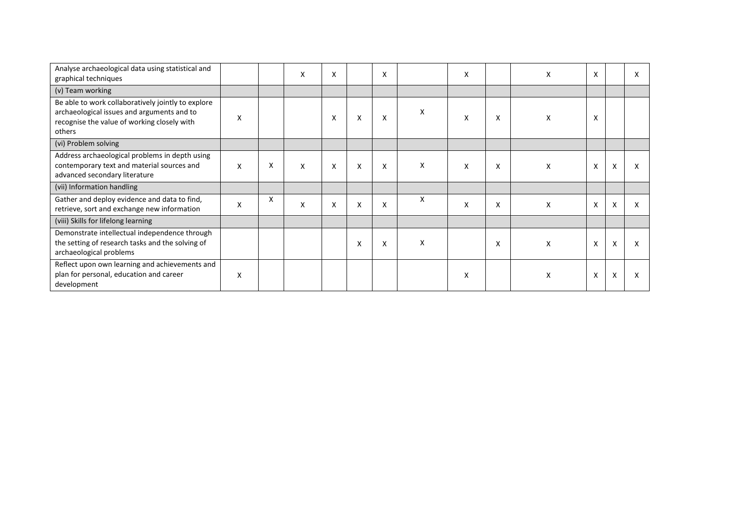| | | | | | | | | | | | | | |
|---|---|---|---|---|---|---|---|---|---|---|---|---|---|
| Analyse archaeological data using statistical and graphical techniques | | | X | X | | X | | X | | X | X | | X |
| (v) Team working | | | | | | | | | | | | | |
| Be able to work collaboratively jointly to explore archaeological issues and arguments and to recognise the value of working closely with others | X | | | X | X | X | X | X | X | X | X | | |
| (vi) Problem solving | | | | | | | | | | | | | |
| Address archaeological problems in depth using contemporary text and material sources and advanced secondary literature | X | X | X | X | X | X | X | X | X | X | X | X | X |
| (vii) Information handling | | | | | | | | | | | | | |
| Gather and deploy evidence and data to find, retrieve, sort and exchange new information | X | X | X | X | X | X | X | X | X | X | X | X | X |
| (viii) Skills for lifelong learning | | | | | | | | | | | | | |
| Demonstrate intellectual independence through the setting of research tasks and the solving of archaeological problems | | | | | X | X | X | | X | X | X | X | X |
| Reflect upon own learning and achievements and plan for personal, education and career development | X | | | | | | | X | | X | X | X | X |